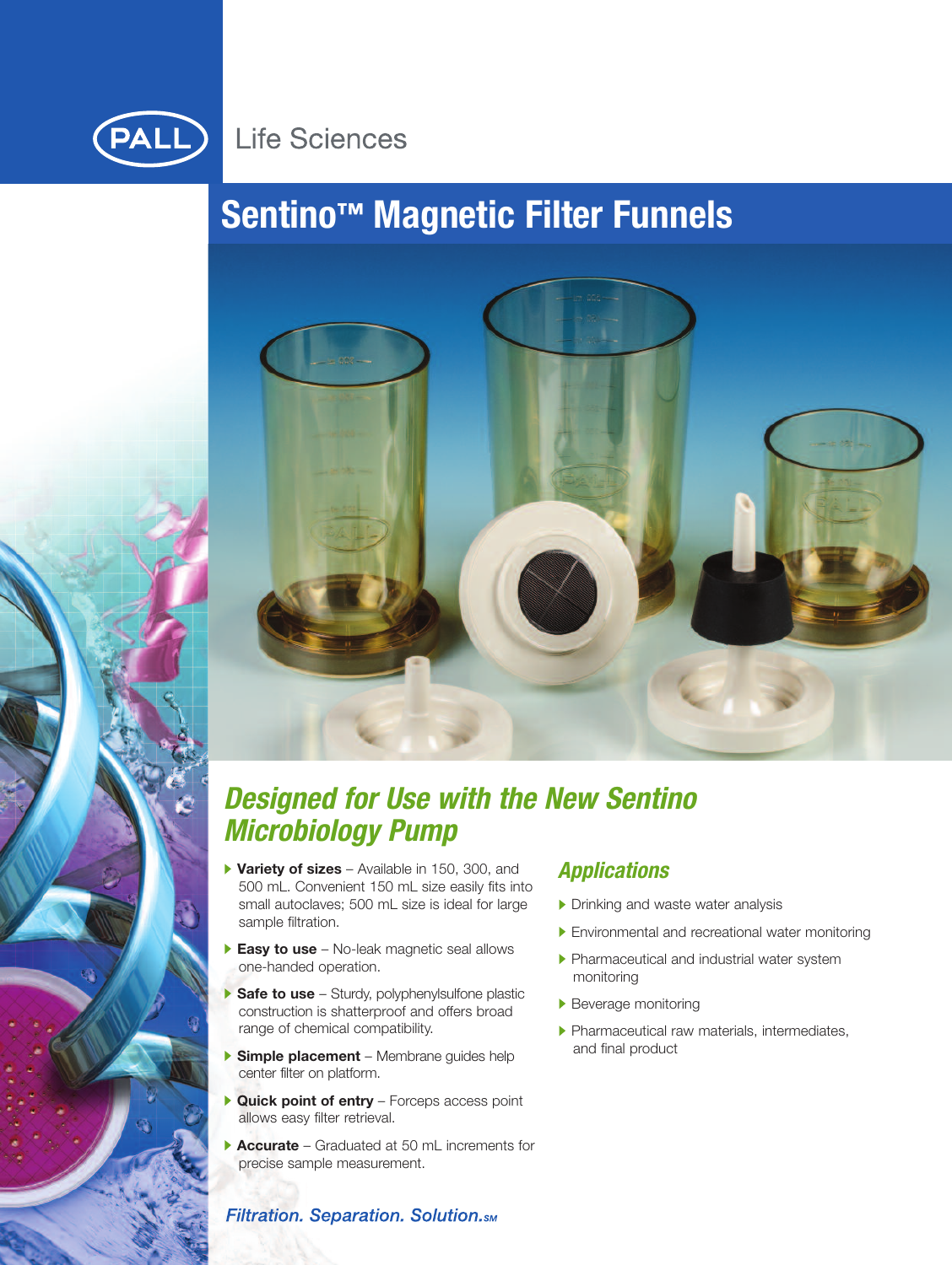PALL Life Sciences

# Sentino™ Magnetic Filter Funnels

## *Designed for Use with the New Sentino Microbiology Pump*

- **Variety of sizes** – Available in 150, 300, and 500 mL. Convenient 150 mL size easily fits into small autoclaves; 500 mL size is ideal for large sample filtration.
- **Easy to use** – No-leak magnetic seal allows one-handed operation.
- **Safe to use** – Sturdy, polyphenylsulfone plastic construction is shatterproof and offers broad range of chemical compatibility.
- **Simple placement** – Membrane guides help center filter on platform.
- **Quick point of entry** – Forceps access point allows easy filter retrieval.
- **Accurate** – Graduated at 50 mL increments for precise sample measurement.

### *Applications*

- Drinking and waste water analysis
- Environmental and recreational water monitoring
- Pharmaceutical and industrial water system monitoring
- Beverage monitoring
- Pharmaceutical raw materials, intermediates, and final product

*Filtration. Separation. Solution.SM*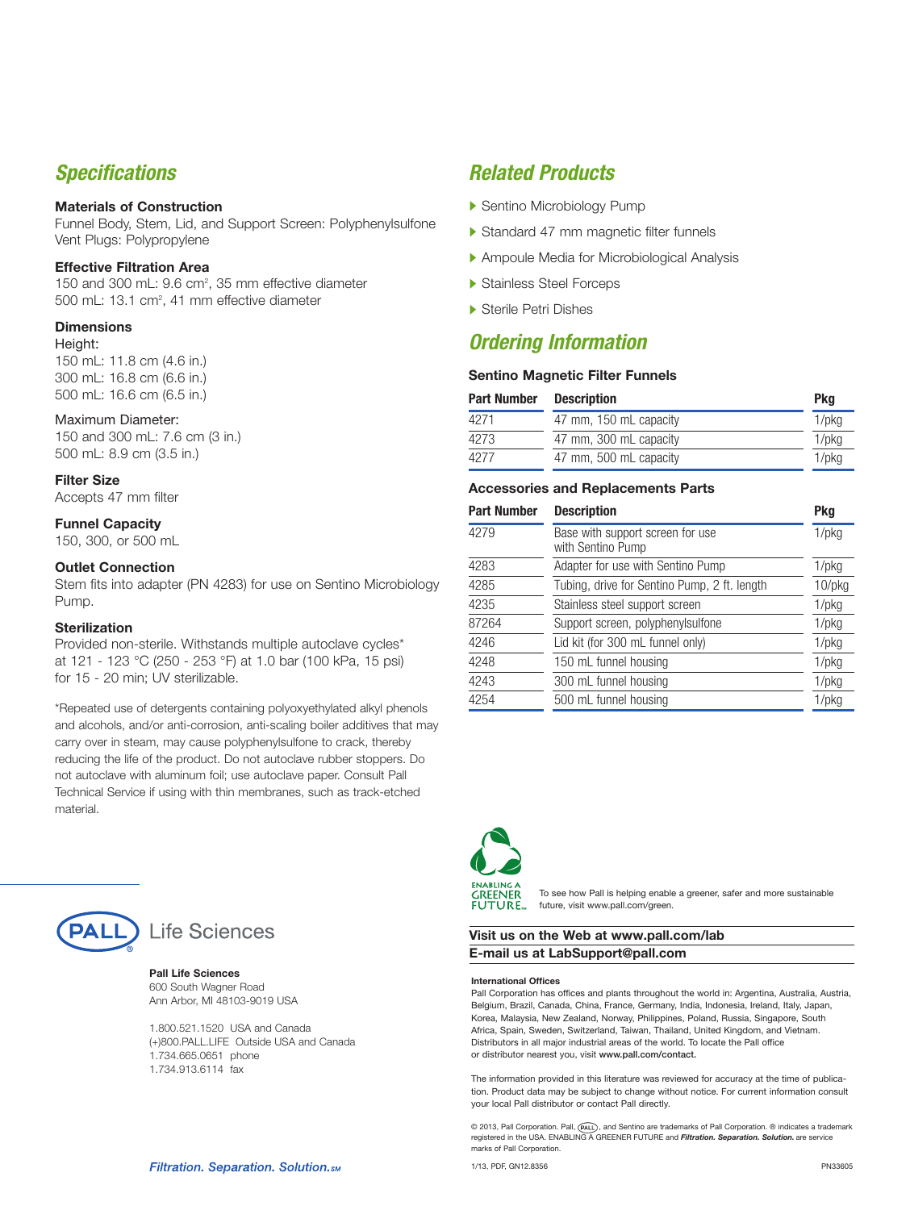## Specifications

**Materials of Construction**
Funnel Body, Stem, Lid, and Support Screen: Polyphenylsulfone
Vent Plugs: Polypropylene

**Effective Filtration Area**
150 and 300 mL: 9.6 $cm^2$, 35 mm effective diameter
500 mL: 13.1 $cm^2$, 41 mm effective diameter

**Dimensions**
Height:
150 mL: 11.8 cm (4.6 in.)
300 mL: 16.8 cm (6.6 in.)
500 mL: 16.6 cm (6.5 in.)

Maximum Diameter:
150 and 300 mL: 7.6 cm (3 in.)
500 mL: 8.9 cm (3.5 in.)

**Filter Size**
Accepts 47 mm filter

**Funnel Capacity**
150, 300, or 500 mL

**Outlet Connection**
Stem fits into adapter (PN 4283) for use on Sentino Microbiology Pump.

**Sterilization**
Provided non-sterile. Withstands multiple autoclave cycles* at 121 - 123 °C (250 - 253 °F) at 1.0 bar (100 kPa, 15 psi) for 15 - 20 min; UV sterilizable.

*Repeated use of detergents containing polyoxyethylated alkyl phenols and alcohols, and/or anti-corrosion, anti-scaling boiler additives that may carry over in steam, may cause polyphenylsulfone to crack, thereby reducing the life of the product. Do not autoclave rubber stoppers. Do not autoclave with aluminum foil; use autoclave paper. Consult Pall Technical Service if using with thin membranes, such as track-etched material.

## Related Products

- Sentino Microbiology Pump
- Standard 47 mm magnetic filter funnels
- Ampoule Media for Microbiological Analysis
- Stainless Steel Forceps
- Sterile Petri Dishes

## Ordering Information

### Sentino Magnetic Filter Funnels

| Part Number | Description | Pkg |
|---|---|---|
| 4271 | 47 mm, 150 mL capacity | 1/pkg |
| 4273 | 47 mm, 300 mL capacity | 1/pkg |
| 4277 | 47 mm, 500 mL capacity | 1/pkg |

### Accessories and Replacements Parts

| Part Number | Description | Pkg |
|---|---|---|
| 4279 | Base with support screen for use with Sentino Pump | 1/pkg |
| 4283 | Adapter for use with Sentino Pump | 1/pkg |
| 4285 | Tubing, drive for Sentino Pump, 2 ft. length | 10/pkg |
| 4235 | Stainless steel support screen | 1/pkg |
| 87264 | Support screen, polyphenylsulfone | 1/pkg |
| 4246 | Lid kit (for 300 mL funnel only) | 1/pkg |
| 4248 | 150 mL funnel housing | 1/pkg |
| 4243 | 300 mL funnel housing | 1/pkg |
| 4254 | 500 mL funnel housing | 1/pkg |

ENABLING A GREENER FUTURE℠

To see how Pall is helping enable a greener, safer and more sustainable future, visit www.pall.com/green.

PALL Life Sciences

**Pall Life Sciences**
600 South Wagner Road
Ann Arbor, MI 48103-9019 USA

1.800.521.1520 USA and Canada
(+)800.PALL.LIFE Outside USA and Canada
1.734.665.0651 phone
1.734.913.6114 fax

**Visit us on the Web at www.pall.com/lab**
**E-mail us at LabSupport@pall.com**

**International Offices**
Pall Corporation has offices and plants throughout the world in: Argentina, Australia, Austria, Belgium, Brazil, Canada, China, France, Germany, India, Indonesia, Ireland, Italy, Japan, Korea, Malaysia, New Zealand, Norway, Philippines, Poland, Russia, Singapore, South Africa, Spain, Sweden, Switzerland, Taiwan, Thailand, United Kingdom, and Vietnam. Distributors in all major industrial areas of the world. To locate the Pall office or distributor nearest you, visit **www.pall.com/contact.**

The information provided in this literature was reviewed for accuracy at the time of publication. Product data may be subject to change without notice. For current information consult your local Pall distributor or contact Pall directly.

© 2013, Pall Corporation. Pall, (PALL), and Sentino are trademarks of Pall Corporation. ® indicates a trademark registered in the USA. ENABLING A GREENER FUTURE and ***Filtration. Separation. Solution.*** are service marks of Pall Corporation.

*Filtration. Separation. Solution.*℠

1/13, PDF, GN12.8356

PN33605